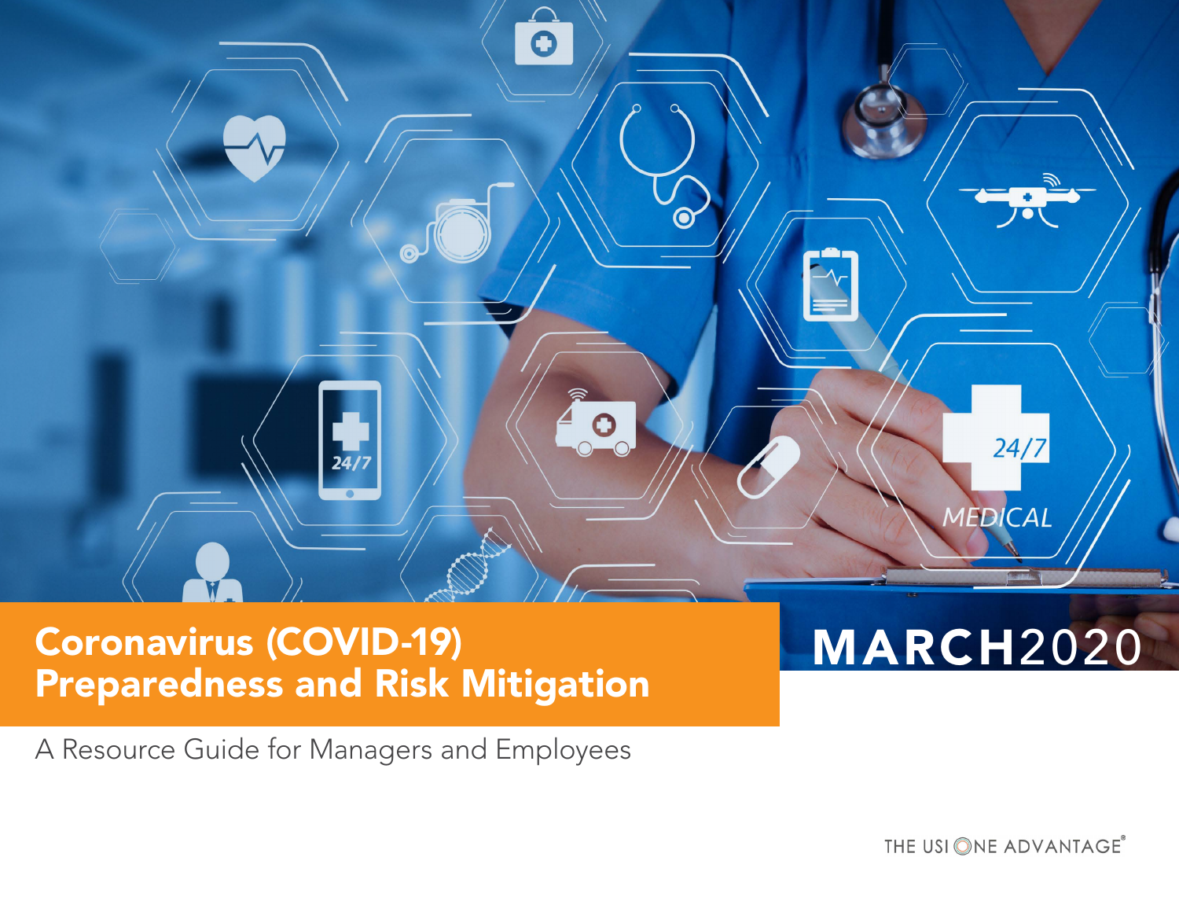# Coronavirus (COVID-19) Preparedness and Risk Mitigation

MARCH 2020

A Resource Guide for Managers and Employees

THE USI ONE ADVANTAGE®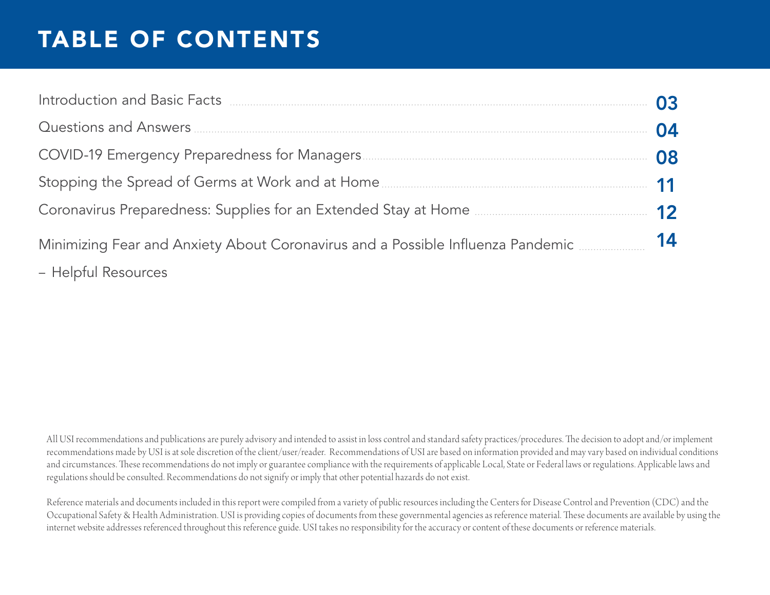# TABLE OF CONTENTS

| | |
|---|---|
| Introduction and Basic Facts | 03 |
| Questions and Answers | 04 |
| COVID-19 Emergency Preparedness for Managers | 08 |
| Stopping the Spread of Germs at Work and at Home | 11 |
| Coronavirus Preparedness: Supplies for an Extended Stay at Home | 12 |
| Minimizing Fear and Anxiety About Coronavirus and a Possible Influenza Pandemic – Helpful Resources | 14 |

All USI recommendations and publications are purely advisory and intended to assist in loss control and standard safety practices/procedures. The decision to adopt and/or implement recommendations made by USI is at sole discretion of the client/user/reader. Recommendations of USI are based on information provided and may vary based on individual conditions and circumstances. These recommendations do not imply or guarantee compliance with the requirements of applicable Local, State or Federal laws or regulations. Applicable laws and regulations should be consulted. Recommendations do not signify or imply that other potential hazards do not exist.

Reference materials and documents included in this report were compiled from a variety of public resources including the Centers for Disease Control and Prevention (CDC) and the Occupational Safety & Health Administration. USI is providing copies of documents from these governmental agencies as reference material. These documents are available by using the internet website addresses referenced throughout this reference guide. USI takes no responsibility for the accuracy or content of these documents or reference materials.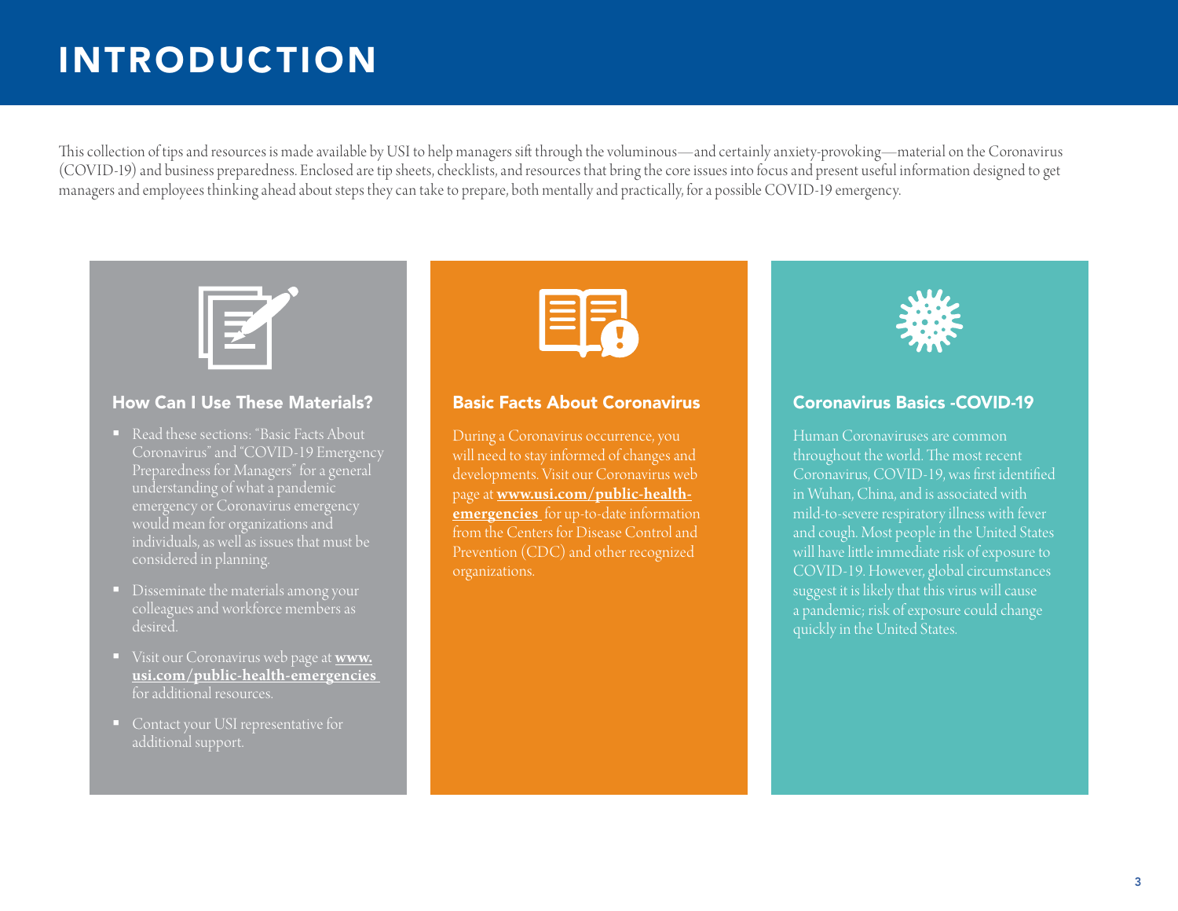# INTRODUCTION

This collection of tips and resources is made available by USI to help managers sift through the voluminous—and certainly anxiety-provoking—material on the Coronavirus (COVID-19) and business preparedness. Enclosed are tip sheets, checklists, and resources that bring the core issues into focus and present useful information designed to get managers and employees thinking ahead about steps they can take to prepare, both mentally and practically, for a possible COVID-19 emergency.

## How Can I Use These Materials?

- Read these sections: "Basic Facts About Coronavirus" and "COVID-19 Emergency Preparedness for Managers" for a general understanding of what a pandemic emergency or Coronavirus emergency would mean for organizations and individuals, as well as issues that must be considered in planning.
- Disseminate the materials among your colleagues and workforce members as desired.
- Visit our Coronavirus web page at **www.usi.com/public-health-emergencies** for additional resources.
- Contact your USI representative for additional support.

## Basic Facts About Coronavirus

During a Coronavirus occurrence, you will need to stay informed of changes and developments. Visit our Coronavirus web page at **www.usi.com/public-health-emergencies** for up-to-date information from the Centers for Disease Control and Prevention (CDC) and other recognized organizations.

## Coronavirus Basics -COVID-19

Human Coronaviruses are common throughout the world. The most recent Coronavirus, COVID-19, was first identified in Wuhan, China, and is associated with mild-to-severe respiratory illness with fever and cough. Most people in the United States will have little immediate risk of exposure to COVID-19. However, global circumstances suggest it is likely that this virus will cause a pandemic; risk of exposure could change quickly in the United States.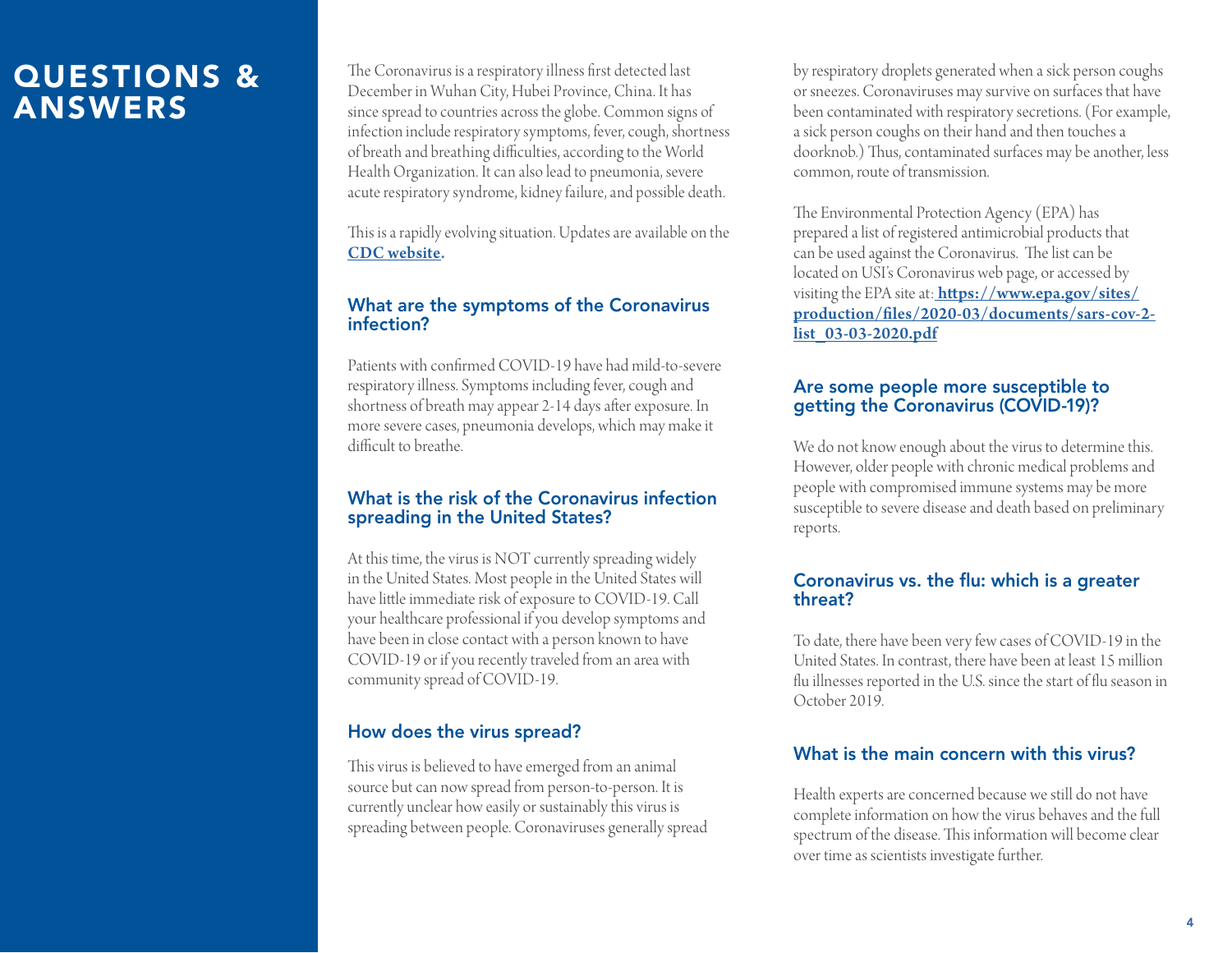# QUESTIONS & ANSWERS

The Coronavirus is a respiratory illness first detected last December in Wuhan City, Hubei Province, China. It has since spread to countries across the globe. Common signs of infection include respiratory symptoms, fever, cough, shortness of breath and breathing difficulties, according to the World Health Organization. It can also lead to pneumonia, severe acute respiratory syndrome, kidney failure, and possible death.

This is a rapidly evolving situation. Updates are available on the **CDC website.**

## What are the symptoms of the Coronavirus infection?

Patients with confirmed COVID-19 have had mild-to-severe respiratory illness. Symptoms including fever, cough and shortness of breath may appear 2-14 days after exposure. In more severe cases, pneumonia develops, which may make it difficult to breathe.

## What is the risk of the Coronavirus infection spreading in the United States?

At this time, the virus is NOT currently spreading widely in the United States. Most people in the United States will have little immediate risk of exposure to COVID-19. Call your healthcare professional if you develop symptoms and have been in close contact with a person known to have COVID-19 or if you recently traveled from an area with community spread of COVID-19.

## How does the virus spread?

This virus is believed to have emerged from an animal source but can now spread from person-to-person. It is currently unclear how easily or sustainably this virus is spreading between people. Coronaviruses generally spread by respiratory droplets generated when a sick person coughs or sneezes. Coronaviruses may survive on surfaces that have been contaminated with respiratory secretions. (For example, a sick person coughs on their hand and then touches a doorknob.) Thus, contaminated surfaces may be another, less common, route of transmission.

The Environmental Protection Agency (EPA) has prepared a list of registered antimicrobial products that can be used against the Coronavirus. The list can be located on USI's Coronavirus web page, or accessed by visiting the EPA site at: **https://www.epa.gov/sites/production/files/2020-03/documents/sars-cov-2-list_03-03-2020.pdf**

## Are some people more susceptible to getting the Coronavirus (COVID-19)?

We do not know enough about the virus to determine this. However, older people with chronic medical problems and people with compromised immune systems may be more susceptible to severe disease and death based on preliminary reports.

## Coronavirus vs. the flu: which is a greater threat?

To date, there have been very few cases of COVID-19 in the United States. In contrast, there have been at least 15 million flu illnesses reported in the U.S. since the start of flu season in October 2019.

## What is the main concern with this virus?

Health experts are concerned because we still do not have complete information on how the virus behaves and the full spectrum of the disease. This information will become clear over time as scientists investigate further.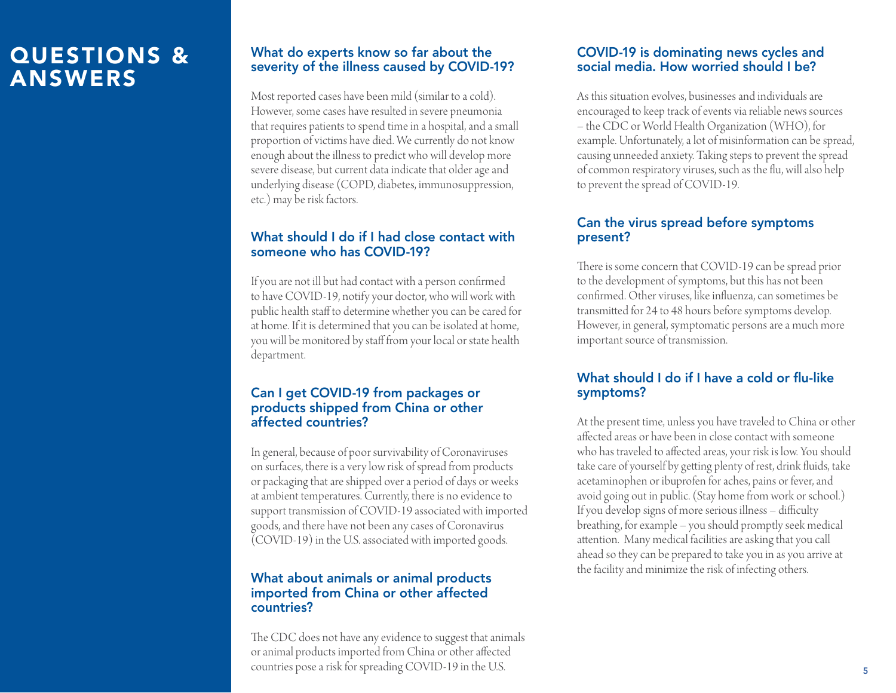# QUESTIONS & ANSWERS

### What do experts know so far about the severity of the illness caused by COVID-19?

Most reported cases have been mild (similar to a cold). However, some cases have resulted in severe pneumonia that requires patients to spend time in a hospital, and a small proportion of victims have died. We currently do not know enough about the illness to predict who will develop more severe disease, but current data indicate that older age and underlying disease (COPD, diabetes, immunosuppression, etc.) may be risk factors.

### What should I do if I had close contact with someone who has COVID-19?

If you are not ill but had contact with a person confirmed to have COVID-19, notify your doctor, who will work with public health staff to determine whether you can be cared for at home. If it is determined that you can be isolated at home, you will be monitored by staff from your local or state health department.

### Can I get COVID-19 from packages or products shipped from China or other affected countries?

In general, because of poor survivability of Coronaviruses on surfaces, there is a very low risk of spread from products or packaging that are shipped over a period of days or weeks at ambient temperatures. Currently, there is no evidence to support transmission of COVID-19 associated with imported goods, and there have not been any cases of Coronavirus (COVID-19) in the U.S. associated with imported goods.

### What about animals or animal products imported from China or other affected countries?

The CDC does not have any evidence to suggest that animals or animal products imported from China or other affected countries pose a risk for spreading COVID-19 in the U.S.

### COVID-19 is dominating news cycles and social media. How worried should I be?

As this situation evolves, businesses and individuals are encouraged to keep track of events via reliable news sources – the CDC or World Health Organization (WHO), for example. Unfortunately, a lot of misinformation can be spread, causing unneeded anxiety. Taking steps to prevent the spread of common respiratory viruses, such as the flu, will also help to prevent the spread of COVID-19.

### Can the virus spread before symptoms present?

There is some concern that COVID-19 can be spread prior to the development of symptoms, but this has not been confirmed. Other viruses, like influenza, can sometimes be transmitted for 24 to 48 hours before symptoms develop. However, in general, symptomatic persons are a much more important source of transmission.

### What should I do if I have a cold or flu-like symptoms?

At the present time, unless you have traveled to China or other affected areas or have been in close contact with someone who has traveled to affected areas, your risk is low. You should take care of yourself by getting plenty of rest, drink fluids, take acetaminophen or ibuprofen for aches, pains or fever, and avoid going out in public. (Stay home from work or school.) If you develop signs of more serious illness – difficulty breathing, for example – you should promptly seek medical attention. Many medical facilities are asking that you call ahead so they can be prepared to take you in as you arrive at the facility and minimize the risk of infecting others.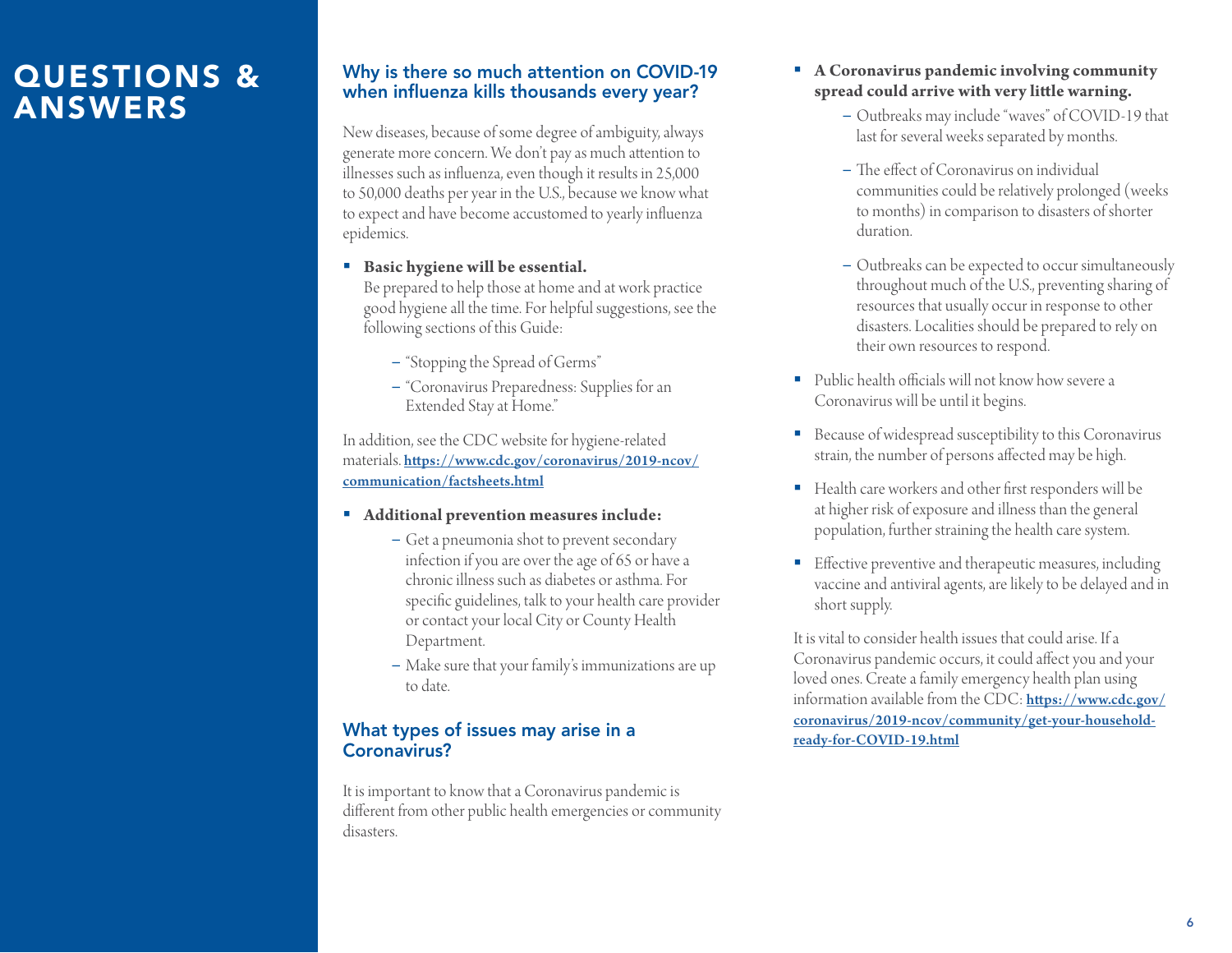# QUESTIONS & ANSWERS

## Why is there so much attention on COVID-19 when influenza kills thousands every year?

New diseases, because of some degree of ambiguity, always generate more concern. We don't pay as much attention to illnesses such as influenza, even though it results in 25,000 to 50,000 deaths per year in the U.S., because we know what to expect and have become accustomed to yearly influenza epidemics.

- **Basic hygiene will be essential.**
  Be prepared to help those at home and at work practice good hygiene all the time. For helpful suggestions, see the following sections of this Guide:
  - "Stopping the Spread of Germs"
  - "Coronavirus Preparedness: Supplies for an Extended Stay at Home."

In addition, see the CDC website for hygiene-related materials. **https://www.cdc.gov/coronavirus/2019-ncov/communication/factsheets.html**

- **Additional prevention measures include:**
  - Get a pneumonia shot to prevent secondary infection if you are over the age of 65 or have a chronic illness such as diabetes or asthma. For specific guidelines, talk to your health care provider or contact your local City or County Health Department.
  - Make sure that your family's immunizations are up to date.

## What types of issues may arise in a Coronavirus?

It is important to know that a Coronavirus pandemic is different from other public health emergencies or community disasters.

- **A Coronavirus pandemic involving community spread could arrive with very little warning.**
  - Outbreaks may include "waves" of COVID-19 that last for several weeks separated by months.
  - The effect of Coronavirus on individual communities could be relatively prolonged (weeks to months) in comparison to disasters of shorter duration.
  - Outbreaks can be expected to occur simultaneously throughout much of the U.S., preventing sharing of resources that usually occur in response to other disasters. Localities should be prepared to rely on their own resources to respond.
- Public health officials will not know how severe a Coronavirus will be until it begins.
- Because of widespread susceptibility to this Coronavirus strain, the number of persons affected may be high.
- Health care workers and other first responders will be at higher risk of exposure and illness than the general population, further straining the health care system.
- Effective preventive and therapeutic measures, including vaccine and antiviral agents, are likely to be delayed and in short supply.

It is vital to consider health issues that could arise. If a Coronavirus pandemic occurs, it could affect you and your loved ones. Create a family emergency health plan using information available from the CDC: **https://www.cdc.gov/coronavirus/2019-ncov/community/get-your-household-ready-for-COVID-19.html**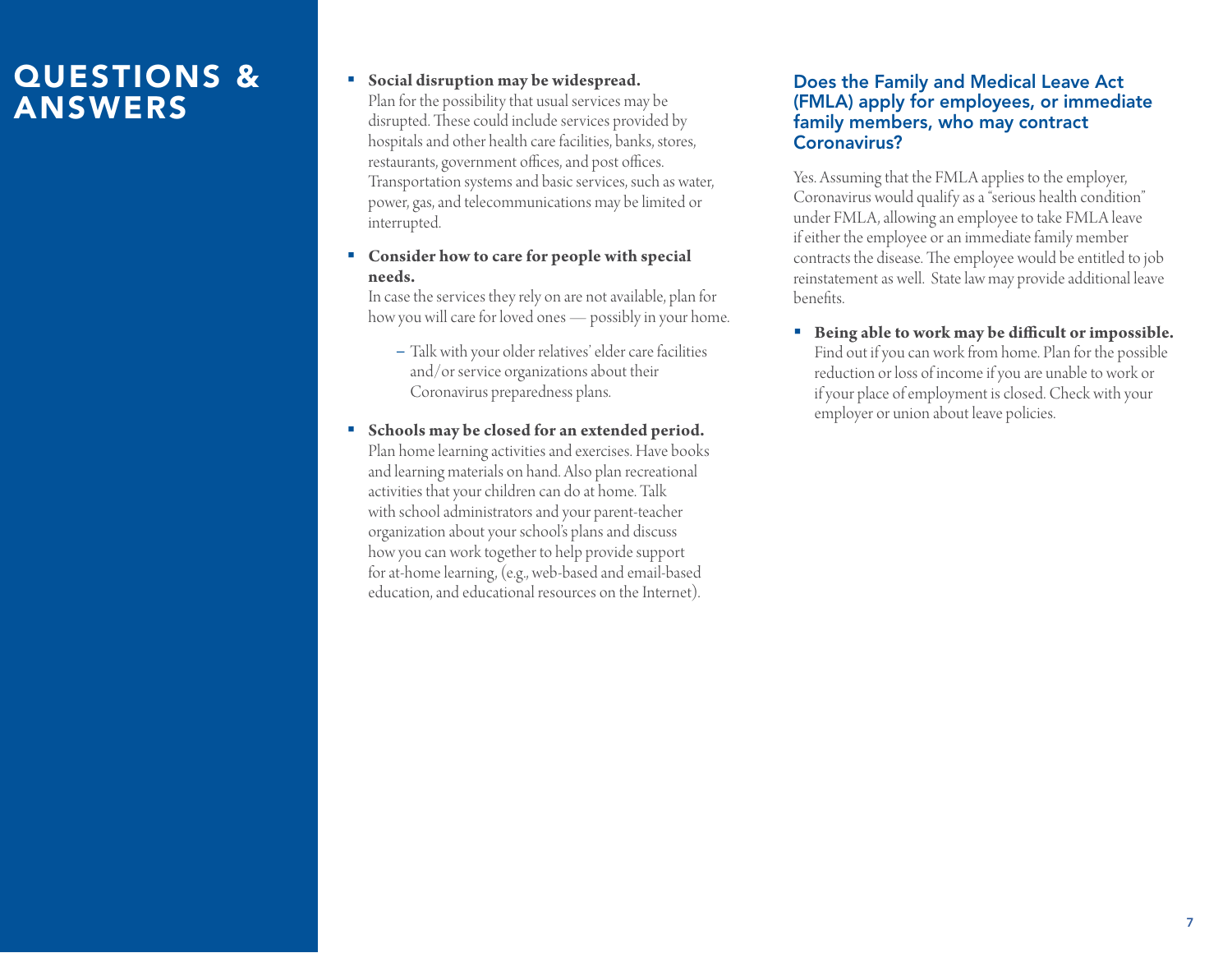# QUESTIONS & ANSWERS

- **Social disruption may be widespread.** Plan for the possibility that usual services may be disrupted. These could include services provided by hospitals and other health care facilities, banks, stores, restaurants, government offices, and post offices. Transportation systems and basic services, such as water, power, gas, and telecommunications may be limited or interrupted.

- **Consider how to care for people with special needs.** In case the services they rely on are not available, plan for how you will care for loved ones — possibly in your home.

  – Talk with your older relatives' elder care facilities and/or service organizations about their Coronavirus preparedness plans.

- **Schools may be closed for an extended period.** Plan home learning activities and exercises. Have books and learning materials on hand. Also plan recreational activities that your children can do at home. Talk with school administrators and your parent-teacher organization about your school's plans and discuss how you can work together to help provide support for at-home learning, (e.g., web-based and email-based education, and educational resources on the Internet).

## Does the Family and Medical Leave Act (FMLA) apply for employees, or immediate family members, who may contract Coronavirus?

Yes. Assuming that the FMLA applies to the employer, Coronavirus would qualify as a "serious health condition" under FMLA, allowing an employee to take FMLA leave if either the employee or an immediate family member contracts the disease. The employee would be entitled to job reinstatement as well. State law may provide additional leave benefits.

- **Being able to work may be difficult or impossible.** Find out if you can work from home. Plan for the possible reduction or loss of income if you are unable to work or if your place of employment is closed. Check with your employer or union about leave policies.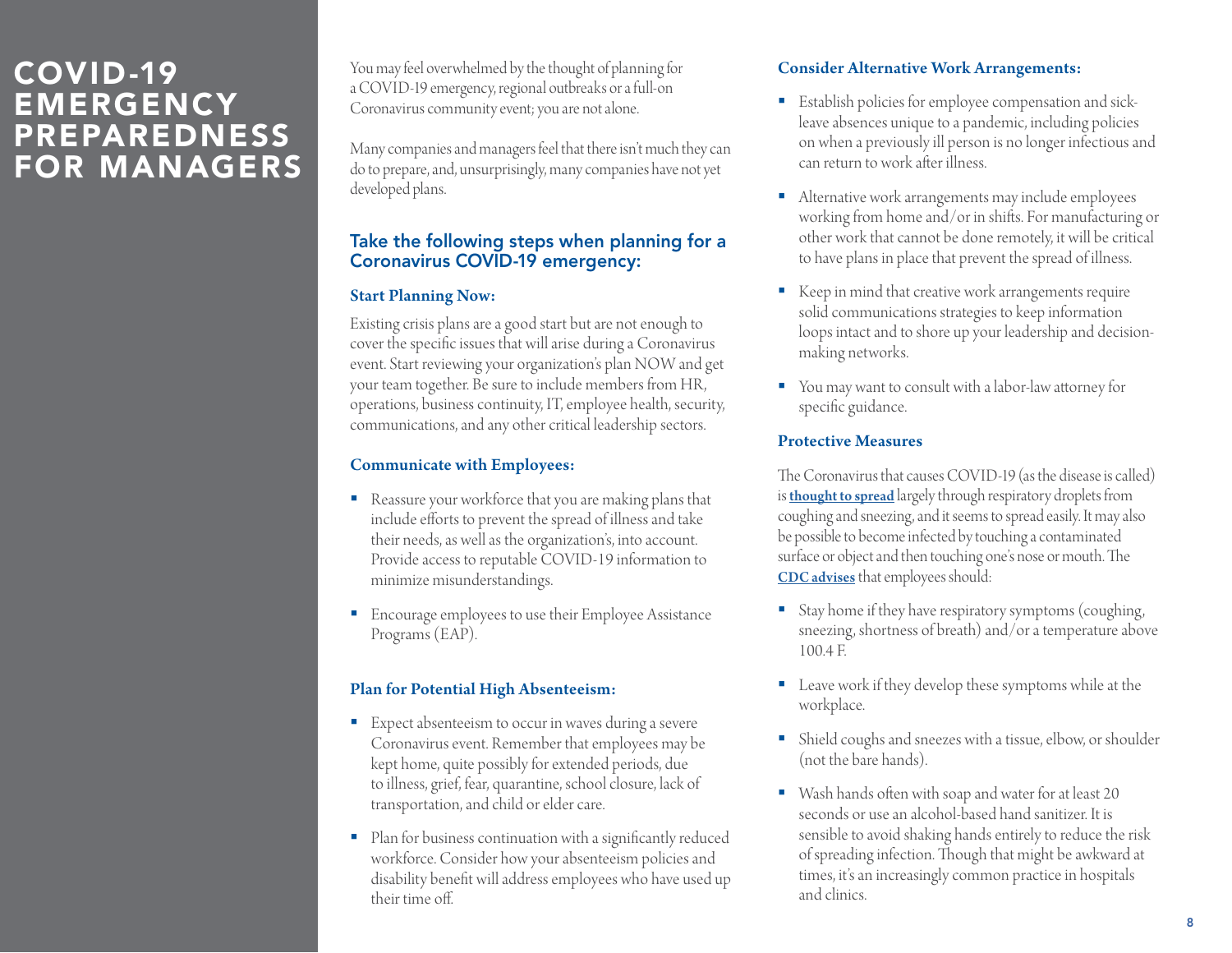# COVID-19 EMERGENCY PREPAREDNESS FOR MANAGERS

You may feel overwhelmed by the thought of planning for a COVID-19 emergency, regional outbreaks or a full-on Coronavirus community event; you are not alone.

Many companies and managers feel that there isn't much they can do to prepare, and, unsurprisingly, many companies have not yet developed plans.

## Take the following steps when planning for a Coronavirus COVID-19 emergency:

### Start Planning Now:

Existing crisis plans are a good start but are not enough to cover the specific issues that will arise during a Coronavirus event. Start reviewing your organization's plan NOW and get your team together. Be sure to include members from HR, operations, business continuity, IT, employee health, security, communications, and any other critical leadership sectors.

### Communicate with Employees:

- Reassure your workforce that you are making plans that include efforts to prevent the spread of illness and take their needs, as well as the organization's, into account. Provide access to reputable COVID-19 information to minimize misunderstandings.
- Encourage employees to use their Employee Assistance Programs (EAP).

### Plan for Potential High Absenteeism:

- Expect absenteeism to occur in waves during a severe Coronavirus event. Remember that employees may be kept home, quite possibly for extended periods, due to illness, grief, fear, quarantine, school closure, lack of transportation, and child or elder care.
- Plan for business continuation with a significantly reduced workforce. Consider how your absenteeism policies and disability benefit will address employees who have used up their time off.

### Consider Alternative Work Arrangements:

- Establish policies for employee compensation and sick-leave absences unique to a pandemic, including policies on when a previously ill person is no longer infectious and can return to work after illness.
- Alternative work arrangements may include employees working from home and/or in shifts. For manufacturing or other work that cannot be done remotely, it will be critical to have plans in place that prevent the spread of illness.
- Keep in mind that creative work arrangements require solid communications strategies to keep information loops intact and to shore up your leadership and decision-making networks.
- You may want to consult with a labor-law attorney for specific guidance.

### Protective Measures

The Coronavirus that causes COVID-19 (as the disease is called) is **thought to spread** largely through respiratory droplets from coughing and sneezing, and it seems to spread easily. It may also be possible to become infected by touching a contaminated surface or object and then touching one's nose or mouth. The **CDC advises** that employees should:

- Stay home if they have respiratory symptoms (coughing, sneezing, shortness of breath) and/or a temperature above 100.4 F.
- Leave work if they develop these symptoms while at the workplace.
- Shield coughs and sneezes with a tissue, elbow, or shoulder (not the bare hands).
- Wash hands often with soap and water for at least 20 seconds or use an alcohol-based hand sanitizer. It is sensible to avoid shaking hands entirely to reduce the risk of spreading infection. Though that might be awkward at times, it's an increasingly common practice in hospitals and clinics.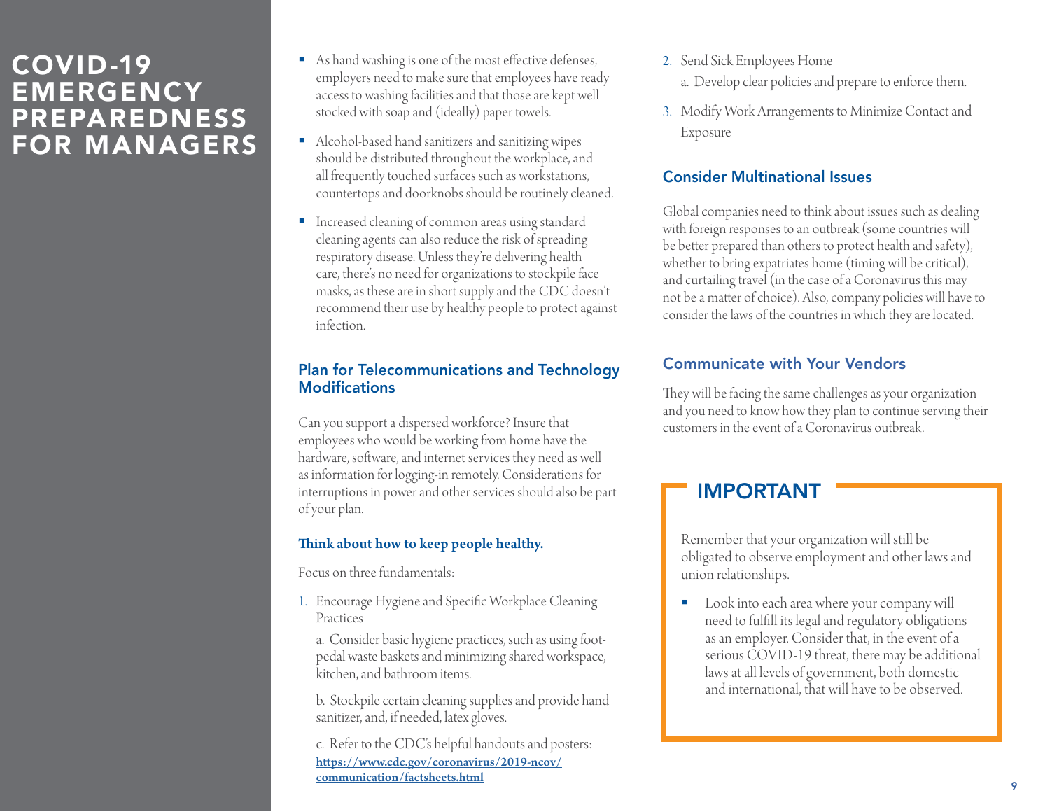# COVID-19 EMERGENCY PREPAREDNESS FOR MANAGERS

- As hand washing is one of the most effective defenses, employers need to make sure that employees have ready access to washing facilities and that those are kept well stocked with soap and (ideally) paper towels.
- Alcohol-based hand sanitizers and sanitizing wipes should be distributed throughout the workplace, and all frequently touched surfaces such as workstations, countertops and doorknobs should be routinely cleaned.
- Increased cleaning of common areas using standard cleaning agents can also reduce the risk of spreading respiratory disease. Unless they're delivering health care, there's no need for organizations to stockpile face masks, as these are in short supply and the CDC doesn't recommend their use by healthy people to protect against infection.

## Plan for Telecommunications and Technology Modifications

Can you support a dispersed workforce? Insure that employees who would be working from home have the hardware, software, and internet services they need as well as information for logging-in remotely. Considerations for interruptions in power and other services should also be part of your plan.

**Think about how to keep people healthy.**

Focus on three fundamentals:

1. Encourage Hygiene and Specific Workplace Cleaning Practices

   a. Consider basic hygiene practices, such as using foot-pedal waste baskets and minimizing shared workspace, kitchen, and bathroom items.

   b. Stockpile certain cleaning supplies and provide hand sanitizer, and, if needed, latex gloves.

   c. Refer to the CDC's helpful handouts and posters: **https://www.cdc.gov/coronavirus/2019-ncov/communication/factsheets.html**

2. Send Sick Employees Home

   a. Develop clear policies and prepare to enforce them.

3. Modify Work Arrangements to Minimize Contact and Exposure

## Consider Multinational Issues

Global companies need to think about issues such as dealing with foreign responses to an outbreak (some countries will be better prepared than others to protect health and safety), whether to bring expatriates home (timing will be critical), and curtailing travel (in the case of a Coronavirus this may not be a matter of choice). Also, company policies will have to consider the laws of the countries in which they are located.

## Communicate with Your Vendors

They will be facing the same challenges as your organization and you need to know how they plan to continue serving their customers in the event of a Coronavirus outbreak.

## IMPORTANT

Remember that your organization will still be obligated to observe employment and other laws and union relationships.

- Look into each area where your company will need to fulfill its legal and regulatory obligations as an employer. Consider that, in the event of a serious COVID-19 threat, there may be additional laws at all levels of government, both domestic and international, that will have to be observed.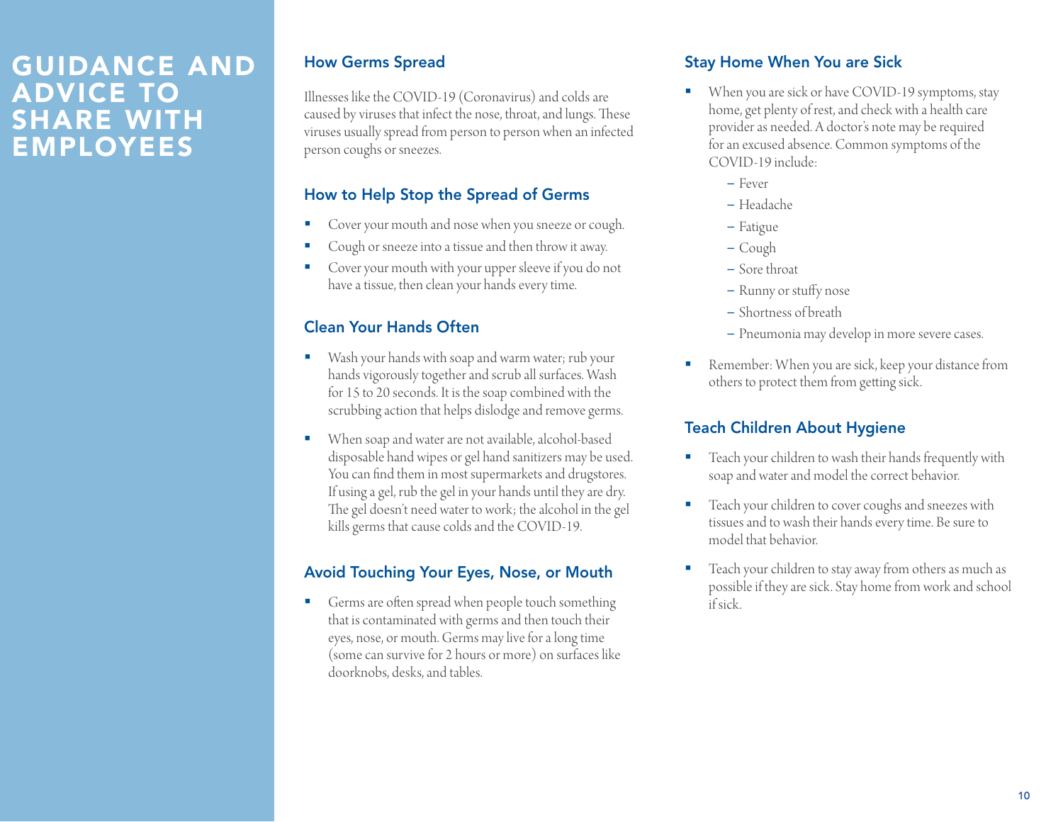# GUIDANCE AND ADVICE TO SHARE WITH EMPLOYEES

## How Germs Spread

Illnesses like the COVID-19 (Coronavirus) and colds are caused by viruses that infect the nose, throat, and lungs. These viruses usually spread from person to person when an infected person coughs or sneezes.

## How to Help Stop the Spread of Germs

- Cover your mouth and nose when you sneeze or cough.
- Cough or sneeze into a tissue and then throw it away.
- Cover your mouth with your upper sleeve if you do not have a tissue, then clean your hands every time.

## Clean Your Hands Often

- Wash your hands with soap and warm water; rub your hands vigorously together and scrub all surfaces. Wash for 15 to 20 seconds. It is the soap combined with the scrubbing action that helps dislodge and remove germs.
- When soap and water are not available, alcohol-based disposable hand wipes or gel hand sanitizers may be used. You can find them in most supermarkets and drugstores. If using a gel, rub the gel in your hands until they are dry. The gel doesn't need water to work; the alcohol in the gel kills germs that cause colds and the COVID-19.

## Avoid Touching Your Eyes, Nose, or Mouth

- Germs are often spread when people touch something that is contaminated with germs and then touch their eyes, nose, or mouth. Germs may live for a long time (some can survive for 2 hours or more) on surfaces like doorknobs, desks, and tables.

## Stay Home When You are Sick

- When you are sick or have COVID-19 symptoms, stay home, get plenty of rest, and check with a health care provider as needed. A doctor's note may be required for an excused absence. Common symptoms of the COVID-19 include:
  - Fever
  - Headache
  - Fatigue
  - Cough
  - Sore throat
  - Runny or stuffy nose
  - Shortness of breath
  - Pneumonia may develop in more severe cases.
- Remember: When you are sick, keep your distance from others to protect them from getting sick.

## Teach Children About Hygiene

- Teach your children to wash their hands frequently with soap and water and model the correct behavior.
- Teach your children to cover coughs and sneezes with tissues and to wash their hands every time. Be sure to model that behavior.
- Teach your children to stay away from others as much as possible if they are sick. Stay home from work and school if sick.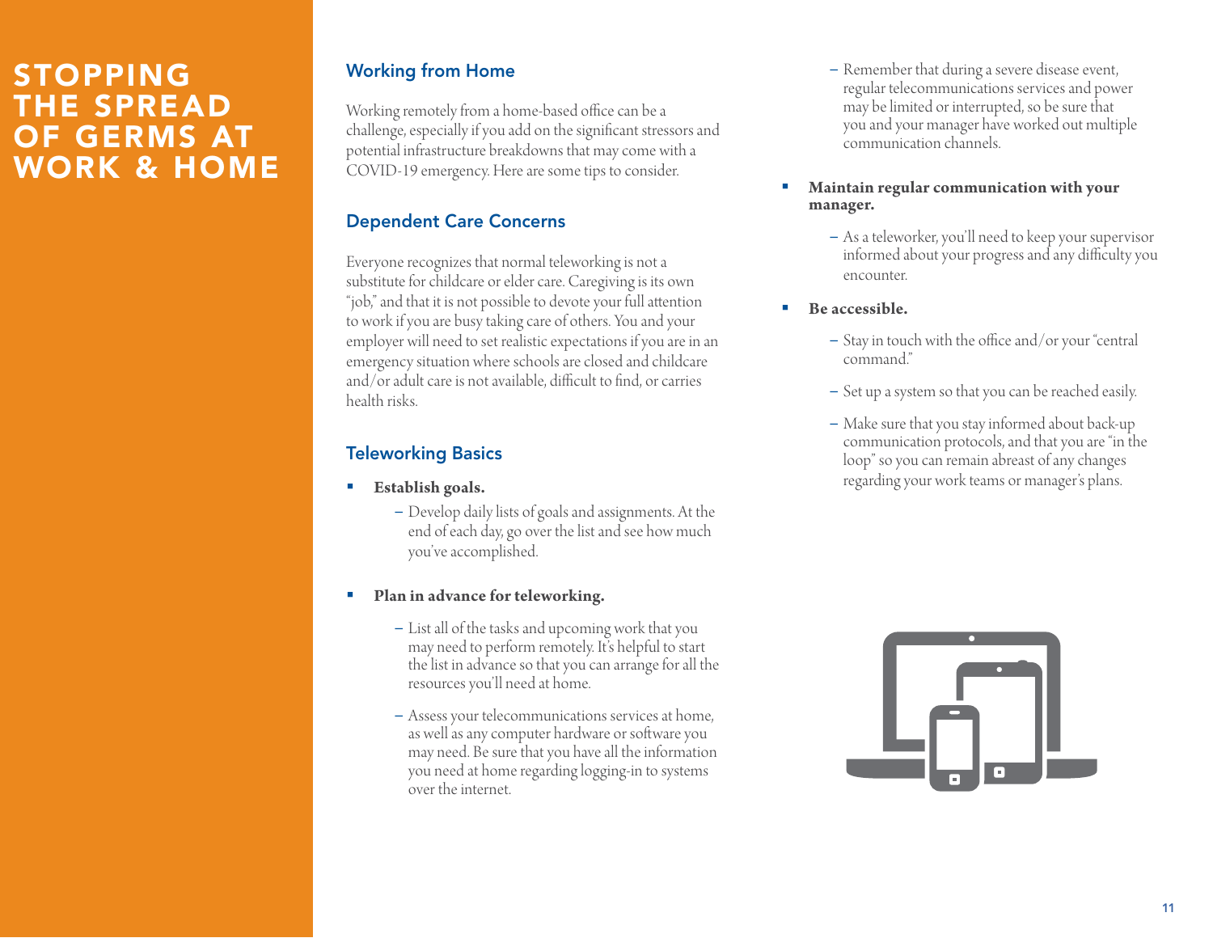# STOPPING THE SPREAD OF GERMS AT WORK & HOME

## Working from Home

Working remotely from a home-based office can be a challenge, especially if you add on the significant stressors and potential infrastructure breakdowns that may come with a COVID-19 emergency. Here are some tips to consider.

## Dependent Care Concerns

Everyone recognizes that normal teleworking is not a substitute for childcare or elder care. Caregiving is its own "job," and that it is not possible to devote your full attention to work if you are busy taking care of others. You and your employer will need to set realistic expectations if you are in an emergency situation where schools are closed and childcare and/or adult care is not available, difficult to find, or carries health risks.

## Teleworking Basics

- **Establish goals.**
  - Develop daily lists of goals and assignments. At the end of each day, go over the list and see how much you've accomplished.
- **Plan in advance for teleworking.**
  - List all of the tasks and upcoming work that you may need to perform remotely. It's helpful to start the list in advance so that you can arrange for all the resources you'll need at home.
  - Assess your telecommunications services at home, as well as any computer hardware or software you may need. Be sure that you have all the information you need at home regarding logging-in to systems over the internet.
  - Remember that during a severe disease event, regular telecommunications services and power may be limited or interrupted, so be sure that you and your manager have worked out multiple communication channels.
- **Maintain regular communication with your manager.**
  - As a teleworker, you'll need to keep your supervisor informed about your progress and any difficulty you encounter.
- **Be accessible.**
  - Stay in touch with the office and/or your "central command."
  - Set up a system so that you can be reached easily.
  - Make sure that you stay informed about back-up communication protocols, and that you are "in the loop" so you can remain abreast of any changes regarding your work teams or manager's plans.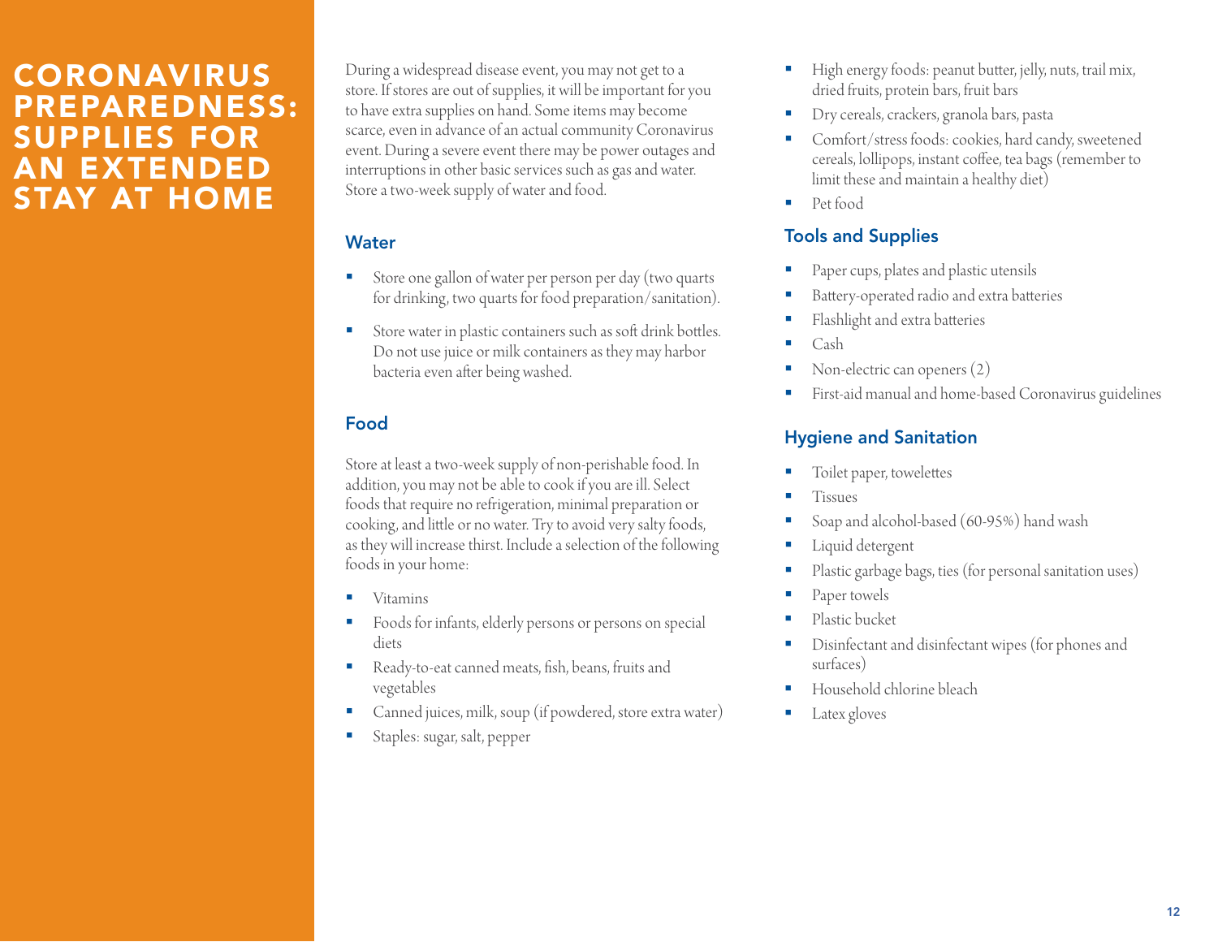# CORONAVIRUS PREPAREDNESS: SUPPLIES FOR AN EXTENDED STAY AT HOME

During a widespread disease event, you may not get to a store. If stores are out of supplies, it will be important for you to have extra supplies on hand. Some items may become scarce, even in advance of an actual community Coronavirus event. During a severe event there may be power outages and interruptions in other basic services such as gas and water. Store a two-week supply of water and food.

## Water

- Store one gallon of water per person per day (two quarts for drinking, two quarts for food preparation/sanitation).
- Store water in plastic containers such as soft drink bottles. Do not use juice or milk containers as they may harbor bacteria even after being washed.

## Food

Store at least a two-week supply of non-perishable food. In addition, you may not be able to cook if you are ill. Select foods that require no refrigeration, minimal preparation or cooking, and little or no water. Try to avoid very salty foods, as they will increase thirst. Include a selection of the following foods in your home:

- Vitamins
- Foods for infants, elderly persons or persons on special diets
- Ready-to-eat canned meats, fish, beans, fruits and vegetables
- Canned juices, milk, soup (if powdered, store extra water)
- Staples: sugar, salt, pepper
- High energy foods: peanut butter, jelly, nuts, trail mix, dried fruits, protein bars, fruit bars
- Dry cereals, crackers, granola bars, pasta
- Comfort/stress foods: cookies, hard candy, sweetened cereals, lollipops, instant coffee, tea bags (remember to limit these and maintain a healthy diet)
- Pet food

## Tools and Supplies

- Paper cups, plates and plastic utensils
- Battery-operated radio and extra batteries
- Flashlight and extra batteries
- Cash
- Non-electric can openers (2)
- First-aid manual and home-based Coronavirus guidelines

## Hygiene and Sanitation

- Toilet paper, towelettes
- Tissues
- Soap and alcohol-based (60-95%) hand wash
- Liquid detergent
- Plastic garbage bags, ties (for personal sanitation uses)
- Paper towels
- Plastic bucket
- Disinfectant and disinfectant wipes (for phones and surfaces)
- Household chlorine bleach
- Latex gloves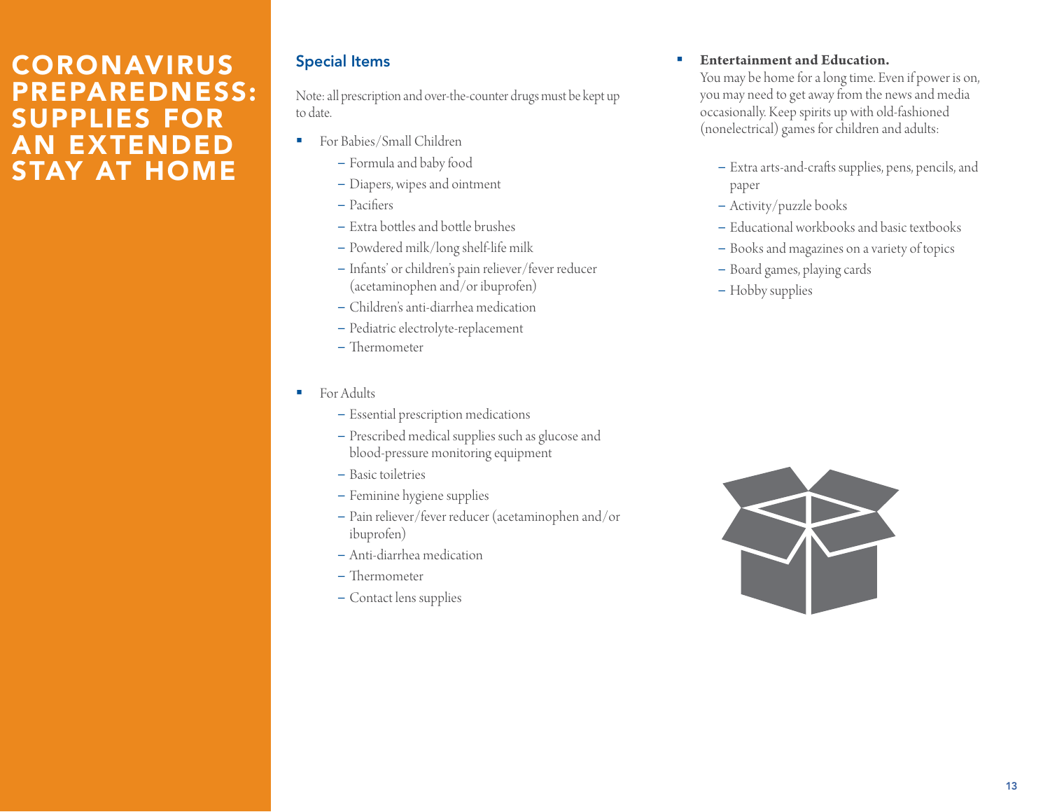# CORONAVIRUS PREPAREDNESS: SUPPLIES FOR AN EXTENDED STAY AT HOME

## Special Items

Note: all prescription and over-the-counter drugs must be kept up to date.

- For Babies/Small Children
  - Formula and baby food
  - Diapers, wipes and ointment
  - Pacifiers
  - Extra bottles and bottle brushes
  - Powdered milk/long shelf-life milk
  - Infants' or children's pain reliever/fever reducer (acetaminophen and/or ibuprofen)
  - Children's anti-diarrhea medication
  - Pediatric electrolyte-replacement
  - Thermometer

- For Adults
  - Essential prescription medications
  - Prescribed medical supplies such as glucose and blood-pressure monitoring equipment
  - Basic toiletries
  - Feminine hygiene supplies
  - Pain reliever/fever reducer (acetaminophen and/or ibuprofen)
  - Anti-diarrhea medication
  - Thermometer
  - Contact lens supplies

- **Entertainment and Education.**
  You may be home for a long time. Even if power is on, you may need to get away from the news and media occasionally. Keep spirits up with old-fashioned (nonelectrical) games for children and adults:
  - Extra arts-and-crafts supplies, pens, pencils, and paper
  - Activity/puzzle books
  - Educational workbooks and basic textbooks
  - Books and magazines on a variety of topics
  - Board games, playing cards
  - Hobby supplies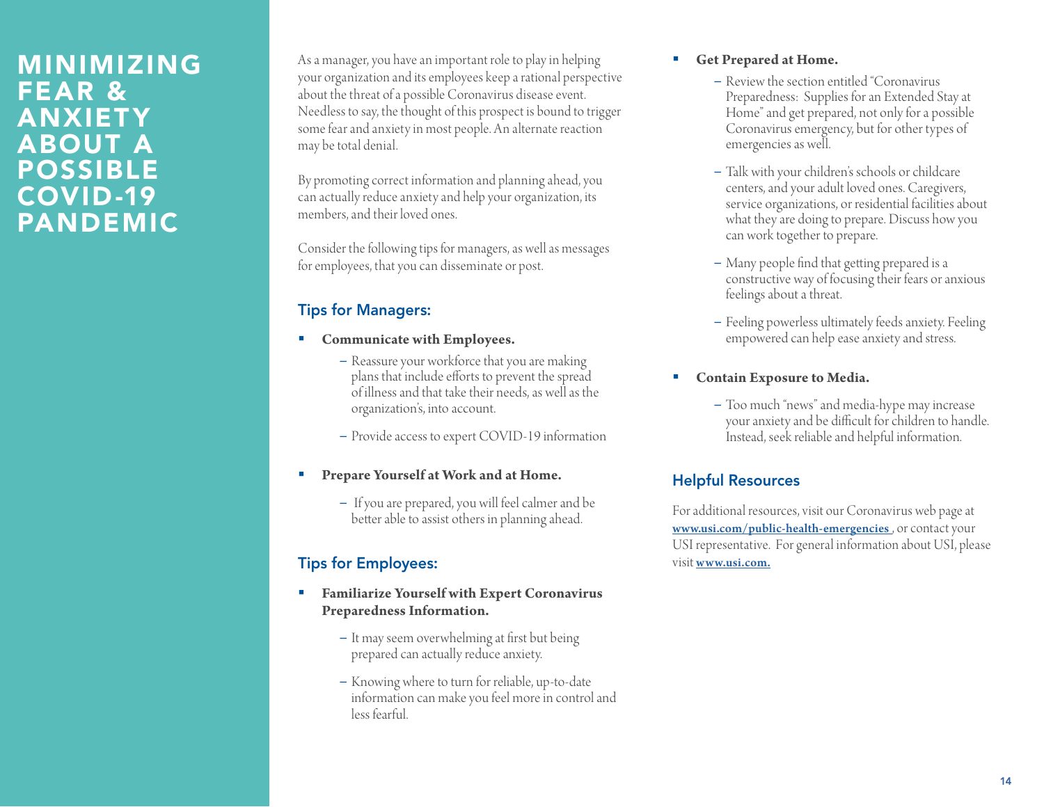# MINIMIZING FEAR & ANXIETY ABOUT A POSSIBLE COVID-19 PANDEMIC

As a manager, you have an important role to play in helping your organization and its employees keep a rational perspective about the threat of a possible Coronavirus disease event. Needless to say, the thought of this prospect is bound to trigger some fear and anxiety in most people. An alternate reaction may be total denial.

By promoting correct information and planning ahead, you can actually reduce anxiety and help your organization, its members, and their loved ones.

Consider the following tips for managers, as well as messages for employees, that you can disseminate or post.

## Tips for Managers:

- **Communicate with Employees.**
  - Reassure your workforce that you are making plans that include efforts to prevent the spread of illness and that take their needs, as well as the organization's, into account.
  - Provide access to expert COVID-19 information
- **Prepare Yourself at Work and at Home.**
  - If you are prepared, you will feel calmer and be better able to assist others in planning ahead.

## Tips for Employees:

- **Familiarize Yourself with Expert Coronavirus Preparedness Information.**
  - It may seem overwhelming at first but being prepared can actually reduce anxiety.
  - Knowing where to turn for reliable, up-to-date information can make you feel more in control and less fearful.
- **Get Prepared at Home.**
  - Review the section entitled "Coronavirus Preparedness: Supplies for an Extended Stay at Home" and get prepared, not only for a possible Coronavirus emergency, but for other types of emergencies as well.
  - Talk with your children's schools or childcare centers, and your adult loved ones. Caregivers, service organizations, or residential facilities about what they are doing to prepare. Discuss how you can work together to prepare.
  - Many people find that getting prepared is a constructive way of focusing their fears or anxious feelings about a threat.
  - Feeling powerless ultimately feeds anxiety. Feeling empowered can help ease anxiety and stress.
- **Contain Exposure to Media.**
  - Too much "news" and media-hype may increase your anxiety and be difficult for children to handle. Instead, seek reliable and helpful information.

## Helpful Resources

For additional resources, visit our Coronavirus web page at **www.usi.com/public-health-emergencies** , or contact your USI representative. For general information about USI, please visit **www.usi.com.**